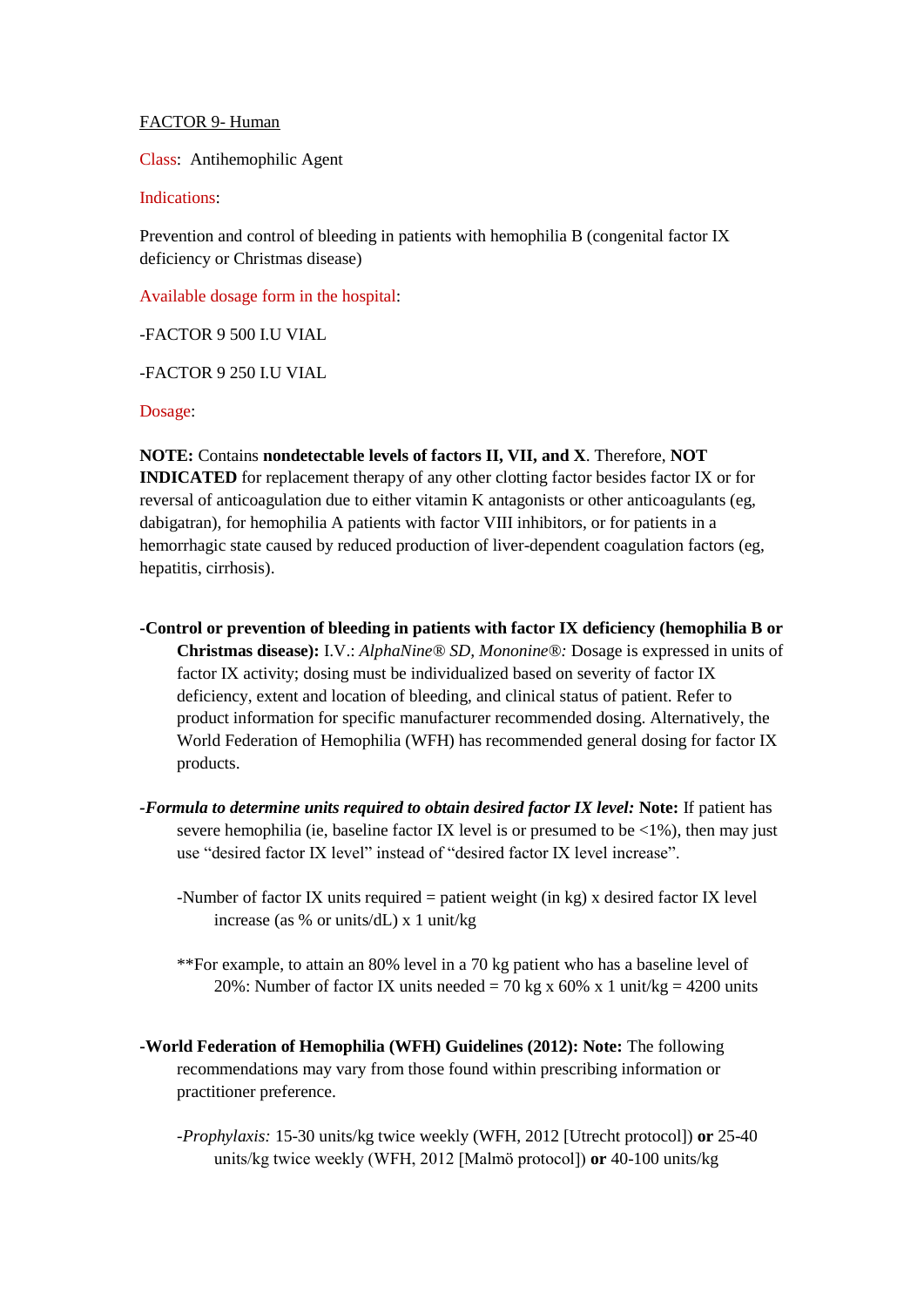<u>FACTOR 9- Human</u>

Class: Antihemophilic Agent

Indications:

Prevention and control of bleeding in patients with hemophilia B (congenital factor IX deficiency or Christmas disease)

Available dosage form in the hospital:

-FACTOR 9 500 I.U VIAL

-FACTOR 9 250 I.U VIAL

Dosage:

**NOTE:** Contains **nondetectable levels of factors II, VII, and X**. Therefore, **NOT INDICATED** for replacement therapy of any other clotting factor besides factor IX or for reversal of anticoagulation due to either vitamin K antagonists or other anticoagulants (eg, dabigatran), for hemophilia A patients with factor VIII inhibitors, or for patients in a hemorrhagic state caused by reduced production of liver-dependent coagulation factors (eg, hepatitis, cirrhosis).

**-Control or prevention of bleeding in patients with factor IX deficiency (hemophilia B or Christmas disease):** I.V.: *AlphaNine® SD, Mononine®:* Dosage is expressed in units of factor IX activity; dosing must be individualized based on severity of factor IX deficiency, extent and location of bleeding, and clinical status of patient. Refer to product information for specific manufacturer recommended dosing. Alternatively, the World Federation of Hemophilia (WFH) has recommended general dosing for factor IX products.

**-*Formula to determine units required to obtain desired factor IX level:* Note:** If patient has severe hemophilia (ie, baseline factor IX level is or presumed to be <1%), then may just use "desired factor IX level" instead of "desired factor IX level increase".

-Number of factor IX units required = patient weight (in kg) x desired factor IX level increase (as % or units/dL) x 1 unit/kg

**For example, to attain an 80% level in a 70 kg patient who has a baseline level of 20%: Number of factor IX units needed = 70 kg x 60% x 1 unit/kg = 4200 units

**-World Federation of Hemophilia (WFH) Guidelines (2012): Note:** The following recommendations may vary from those found within prescribing information or practitioner preference.

-*Prophylaxis:* 15-30 units/kg twice weekly (WFH, 2012 [Utrecht protocol]) **or** 25-40 units/kg twice weekly (WFH, 2012 [Malmö protocol]) **or** 40-100 units/kg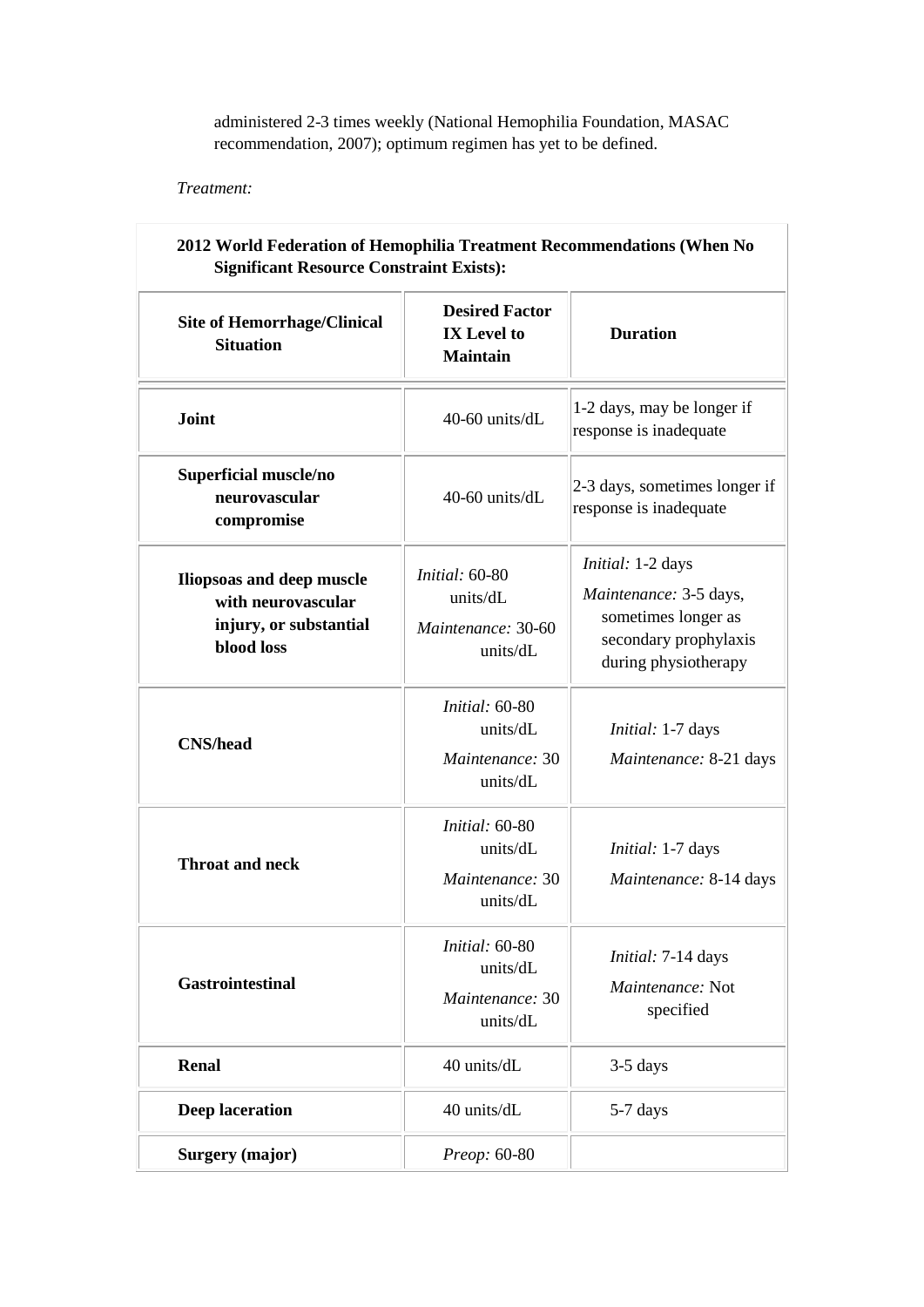administered 2-3 times weekly (National Hemophilia Foundation, MASAC recommendation, 2007); optimum regimen has yet to be defined.

*Treatment:*

**2012 World Federation of Hemophilia Treatment Recommendations (When No Significant Resource Constraint Exists):**

| Site of Hemorrhage/Clinical Situation | Desired Factor IX Level to Maintain | Duration |
|---|---|---|
| **Joint** | 40-60 units/dL | 1-2 days, may be longer if response is inadequate |
| **Superficial muscle/no neurovascular compromise** | 40-60 units/dL | 2-3 days, sometimes longer if response is inadequate |
| **Iliopsoas and deep muscle with neurovascular injury, or substantial blood loss** | *Initial:* 60-80 units/dL<br>*Maintenance:* 30-60 units/dL | *Initial:* 1-2 days<br>*Maintenance:* 3-5 days, sometimes longer as secondary prophylaxis during physiotherapy |
| **CNS/head** | *Initial:* 60-80 units/dL<br>*Maintenance:* 30 units/dL | *Initial:* 1-7 days<br>*Maintenance:* 8-21 days |
| **Throat and neck** | *Initial:* 60-80 units/dL<br>*Maintenance:* 30 units/dL | *Initial:* 1-7 days<br>*Maintenance:* 8-14 days |
| **Gastrointestinal** | *Initial:* 60-80 units/dL<br>*Maintenance:* 30 units/dL | *Initial:* 7-14 days<br>*Maintenance:* Not specified |
| **Renal** | 40 units/dL | 3-5 days |
| **Deep laceration** | 40 units/dL | 5-7 days |
| **Surgery (major)** | *Preop:* 60-80 | |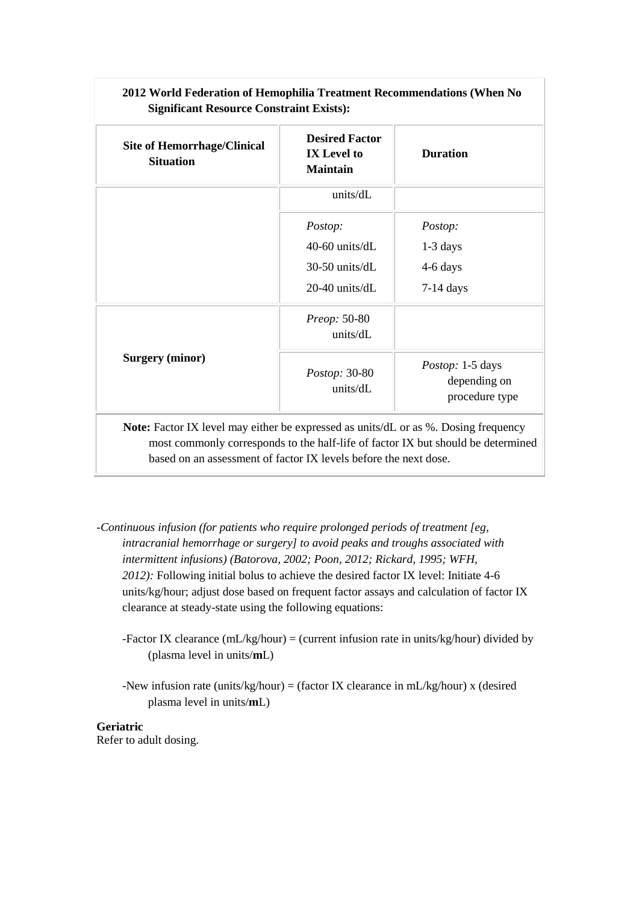| 2012 World Federation of Hemophilia Treatment Recommendations (When No Significant Resource Constraint Exists): | | |
|---|---|---|
| **Site of Hemorrhage/Clinical Situation** | **Desired Factor IX Level to Maintain** | **Duration** |
| | units/dL | |
| | *Postop:*<br>40-60 units/dL<br>30-50 units/dL<br>20-40 units/dL | *Postop:*<br>1-3 days<br>4-6 days<br>7-14 days |
| **Surgery (minor)** | *Preop:* 50-80 units/dL | |
| | *Postop:* 30-80 units/dL | *Postop:* 1-5 days depending on procedure type |
| **Note:** Factor IX level may either be expressed as units/dL or as %. Dosing frequency most commonly corresponds to the half-life of factor IX but should be determined based on an assessment of factor IX levels before the next dose. | | |

-*Continuous infusion (for patients who require prolonged periods of treatment [eg, intracranial hemorrhage or surgery] to avoid peaks and troughs associated with intermittent infusions) (Batorova, 2002; Poon, 2012; Rickard, 1995; WFH, 2012):* Following initial bolus to achieve the desired factor IX level: Initiate 4-6 units/kg/hour; adjust dose based on frequent factor assays and calculation of factor IX clearance at steady-state using the following equations:

-Factor IX clearance (mL/kg/hour) = (current infusion rate in units/kg/hour) divided by (plasma level in units/**m**L)

-New infusion rate (units/kg/hour) = (factor IX clearance in mL/kg/hour) x (desired plasma level in units/**m**L)

**Geriatric**
Refer to adult dosing.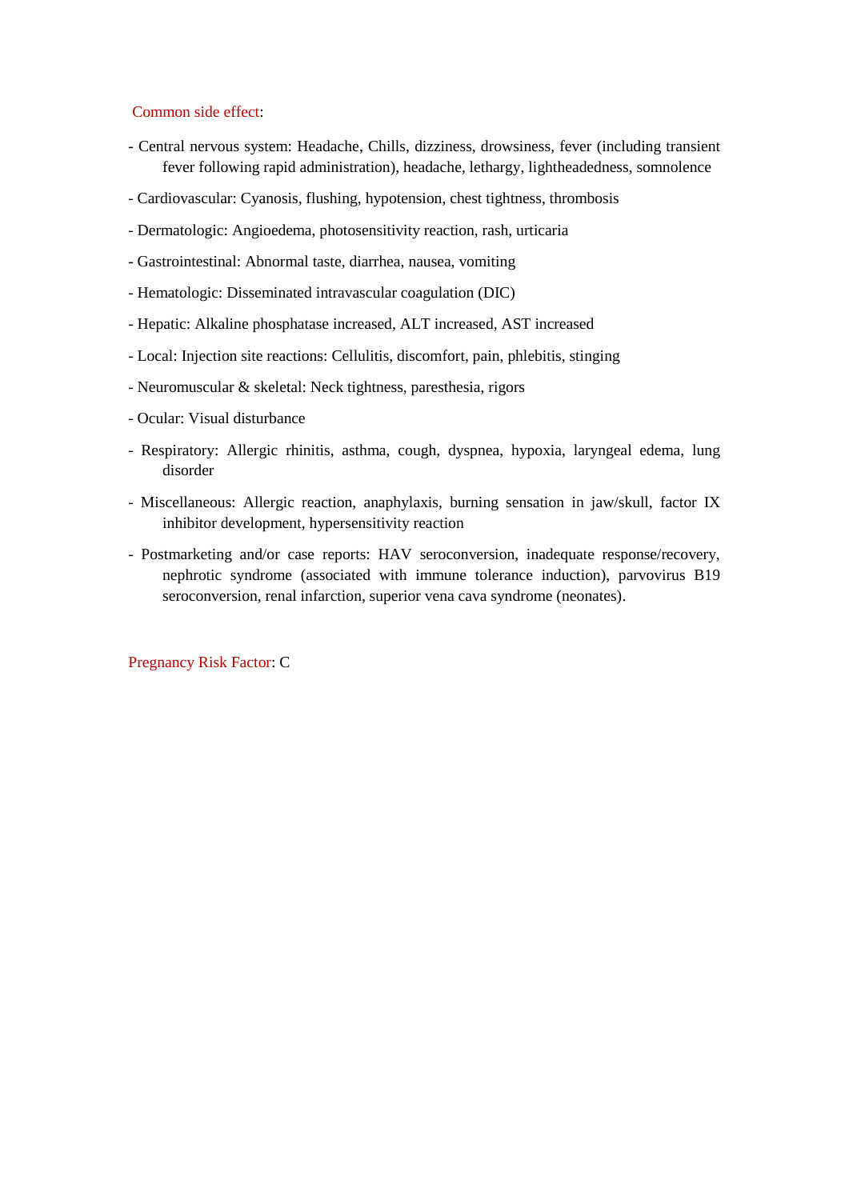Common side effect:

- Central nervous system: Headache, Chills, dizziness, drowsiness, fever (including transient fever following rapid administration), headache, lethargy, lightheadedness, somnolence
- Cardiovascular: Cyanosis, flushing, hypotension, chest tightness, thrombosis
- Dermatologic: Angioedema, photosensitivity reaction, rash, urticaria
- Gastrointestinal: Abnormal taste, diarrhea, nausea, vomiting
- Hematologic: Disseminated intravascular coagulation (DIC)
- Hepatic: Alkaline phosphatase increased, ALT increased, AST increased
- Local: Injection site reactions: Cellulitis, discomfort, pain, phlebitis, stinging
- Neuromuscular & skeletal: Neck tightness, paresthesia, rigors
- Ocular: Visual disturbance
- Respiratory: Allergic rhinitis, asthma, cough, dyspnea, hypoxia, laryngeal edema, lung disorder
- Miscellaneous: Allergic reaction, anaphylaxis, burning sensation in jaw/skull, factor IX inhibitor development, hypersensitivity reaction
- Postmarketing and/or case reports: HAV seroconversion, inadequate response/recovery, nephrotic syndrome (associated with immune tolerance induction), parvovirus B19 seroconversion, renal infarction, superior vena cava syndrome (neonates).

Pregnancy Risk Factor: C